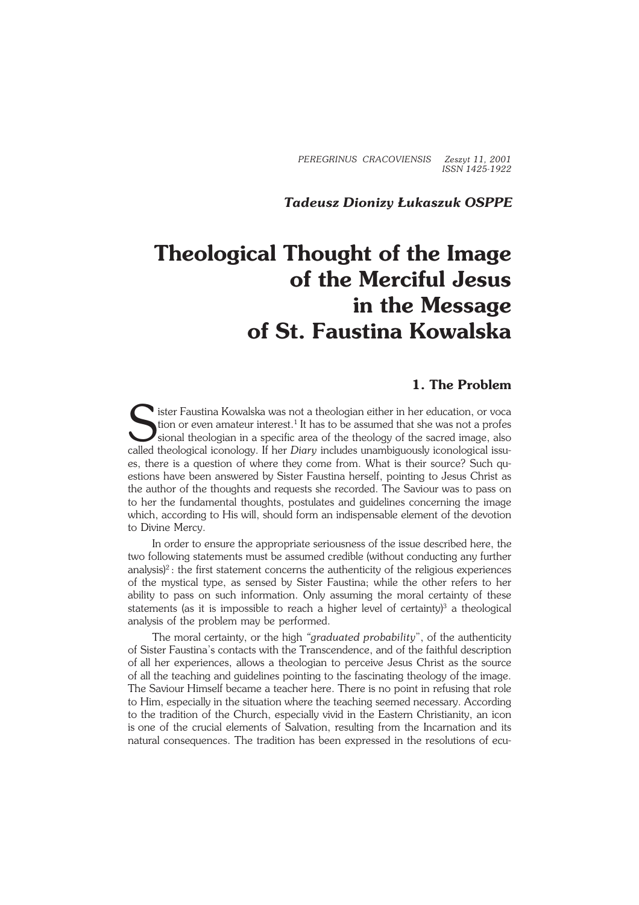*Tadeusz Dionizy Łukaszuk OSPPE*

# Theological Thought of the Image of the Merciful Jesus in the Message of St. Faustina Kowalska

## 1. The Problem

Sister Faustina Kowalska was not a theologian either in her education, or vocation or even amateur interest.[1] It has to be assumed that she was not a professional theologian in a specific area of the theology of the sacred image, also called theological iconology. If her *Diary* includes unambiguously iconological issues, there is a question of where they come from. What is their source? Such questions have been answered by Sister Faustina herself, pointing to Jesus Christ as the author of the thoughts and requests she recorded. The Saviour was to pass on to her the fundamental thoughts, postulates and guidelines concerning the image which, according to His will, should form an indispensable element of the devotion to Divine Mercy.

In order to ensure the appropriate seriousness of the issue described here, the two following statements must be assumed credible (without conducting any further analysis)[2]: the first statement concerns the authenticity of the religious experiences of the mystical type, as sensed by Sister Faustina; while the other refers to her ability to pass on such information. Only assuming the moral certainty of these statements (as it is impossible to reach a higher level of certainty)[3] a theological analysis of the problem may be performed.

The moral certainty, or the high *"graduated probability"*, of the authenticity of Sister Faustina's contacts with the Transcendence, and of the faithful description of all her experiences, allows a theologian to perceive Jesus Christ as the source of all the teaching and guidelines pointing to the fascinating theology of the image. The Saviour Himself became a teacher here. There is no point in refusing that role to Him, especially in the situation where the teaching seemed necessary. According to the tradition of the Church, especially vivid in the Eastern Christianity, an icon is one of the crucial elements of Salvation, resulting from the Incarnation and its natural consequences. The tradition has been expressed in the resolutions of ecu-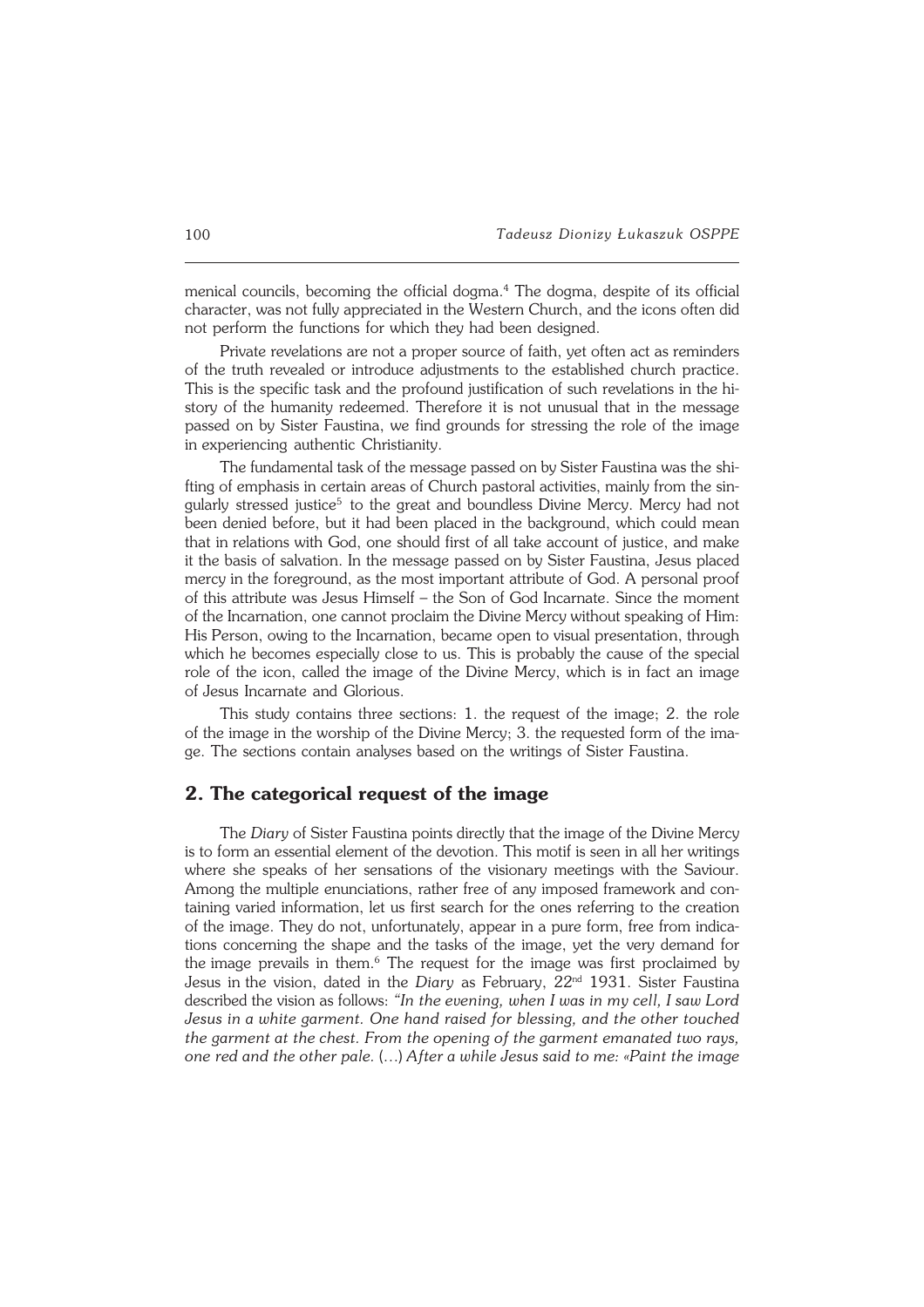menical councils, becoming the official dogma.[4] The dogma, despite of its official character, was not fully appreciated in the Western Church, and the icons often did not perform the functions for which they had been designed.

Private revelations are not a proper source of faith, yet often act as reminders of the truth revealed or introduce adjustments to the established church practice. This is the specific task and the profound justification of such revelations in the history of the humanity redeemed. Therefore it is not unusual that in the message passed on by Sister Faustina, we find grounds for stressing the role of the image in experiencing authentic Christianity.

The fundamental task of the message passed on by Sister Faustina was the shifting of emphasis in certain areas of Church pastoral activities, mainly from the singularly stressed justice[5] to the great and boundless Divine Mercy. Mercy had not been denied before, but it had been placed in the background, which could mean that in relations with God, one should first of all take account of justice, and make it the basis of salvation. In the message passed on by Sister Faustina, Jesus placed mercy in the foreground, as the most important attribute of God. A personal proof of this attribute was Jesus Himself – the Son of God Incarnate. Since the moment of the Incarnation, one cannot proclaim the Divine Mercy without speaking of Him: His Person, owing to the Incarnation, became open to visual presentation, through which he becomes especially close to us. This is probably the cause of the special role of the icon, called the image of the Divine Mercy, which is in fact an image of Jesus Incarnate and Glorious.

This study contains three sections: 1. the request of the image; 2. the role of the image in the worship of the Divine Mercy; 3. the requested form of the image. The sections contain analyses based on the writings of Sister Faustina.

## 2. The categorical request of the image

The *Diary* of Sister Faustina points directly that the image of the Divine Mercy is to form an essential element of the devotion. This motif is seen in all her writings where she speaks of her sensations of the visionary meetings with the Saviour. Among the multiple enunciations, rather free of any imposed framework and containing varied information, let us first search for the ones referring to the creation of the image. They do not, unfortunately, appear in a pure form, free from indications concerning the shape and the tasks of the image, yet the very demand for the image prevails in them.[6] The request for the image was first proclaimed by Jesus in the vision, dated in the *Diary* as February, 22[nd] 1931. Sister Faustina described the vision as follows: *"In the evening, when I was in my cell, I saw Lord Jesus in a white garment. One hand raised for blessing, and the other touched the garment at the chest. From the opening of the garment emanated two rays, one red and the other pale. (...) After a while Jesus said to me: «Paint the image*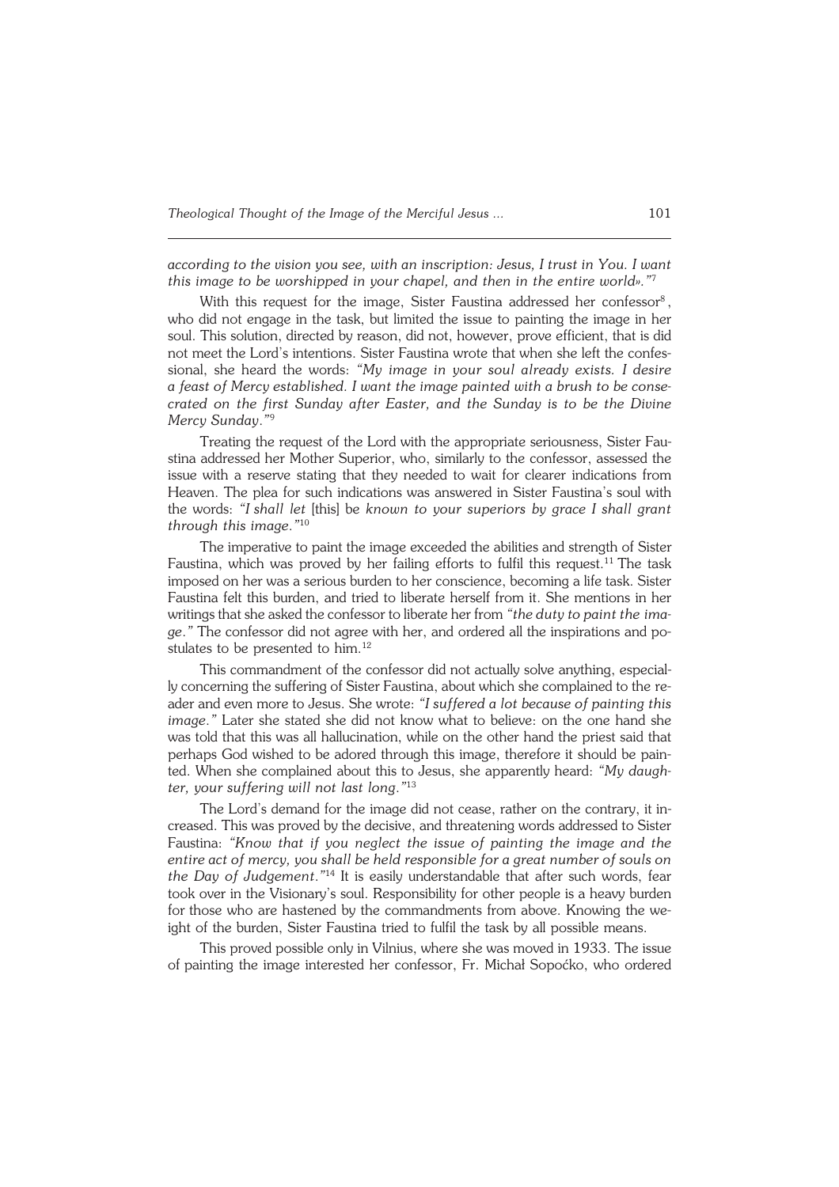*according to the vision you see, with an inscription: Jesus, I trust in You. I want this image to be worshipped in your chapel, and then in the entire world».*"[7]

With this request for the image, Sister Faustina addressed her confessor[8], who did not engage in the task, but limited the issue to painting the image in her soul. This solution, directed by reason, did not, however, prove efficient, that is did not meet the Lord's intentions. Sister Faustina wrote that when she left the confessional, she heard the words: *"My image in your soul already exists. I desire a feast of Mercy established. I want the image painted with a brush to be consecrated on the first Sunday after Easter, and the Sunday is to be the Divine Mercy Sunday."*[9]

Treating the request of the Lord with the appropriate seriousness, Sister Faustina addressed her Mother Superior, who, similarly to the confessor, assessed the issue with a reserve stating that they needed to wait for clearer indications from Heaven. The plea for such indications was answered in Sister Faustina's soul with the words: *"I shall let* [this] *be known to your superiors by grace I shall grant through this image."*[10]

The imperative to paint the image exceeded the abilities and strength of Sister Faustina, which was proved by her failing efforts to fulfil this request.[11] The task imposed on her was a serious burden to her conscience, becoming a life task. Sister Faustina felt this burden, and tried to liberate herself from it. She mentions in her writings that she asked the confessor to liberate her from *"the duty to paint the image."* The confessor did not agree with her, and ordered all the inspirations and postulates to be presented to him.[12]

This commandment of the confessor did not actually solve anything, especially concerning the suffering of Sister Faustina, about which she complained to the reader and even more to Jesus. She wrote: *"I suffered a lot because of painting this image."* Later she stated she did not know what to believe: on the one hand she was told that this was all hallucination, while on the other hand the priest said that perhaps God wished to be adored through this image, therefore it should be painted. When she complained about this to Jesus, she apparently heard: *"My daughter, your suffering will not last long."*[13]

The Lord's demand for the image did not cease, rather on the contrary, it increased. This was proved by the decisive, and threatening words addressed to Sister Faustina: *"Know that if you neglect the issue of painting the image and the entire act of mercy, you shall be held responsible for a great number of souls on the Day of Judgement."*[14] It is easily understandable that after such words, fear took over in the Visionary's soul. Responsibility for other people is a heavy burden for those who are hastened by the commandments from above. Knowing the weight of the burden, Sister Faustina tried to fulfil the task by all possible means.

This proved possible only in Vilnius, where she was moved in 1933. The issue of painting the image interested her confessor, Fr. Michał Sopoćko, who ordered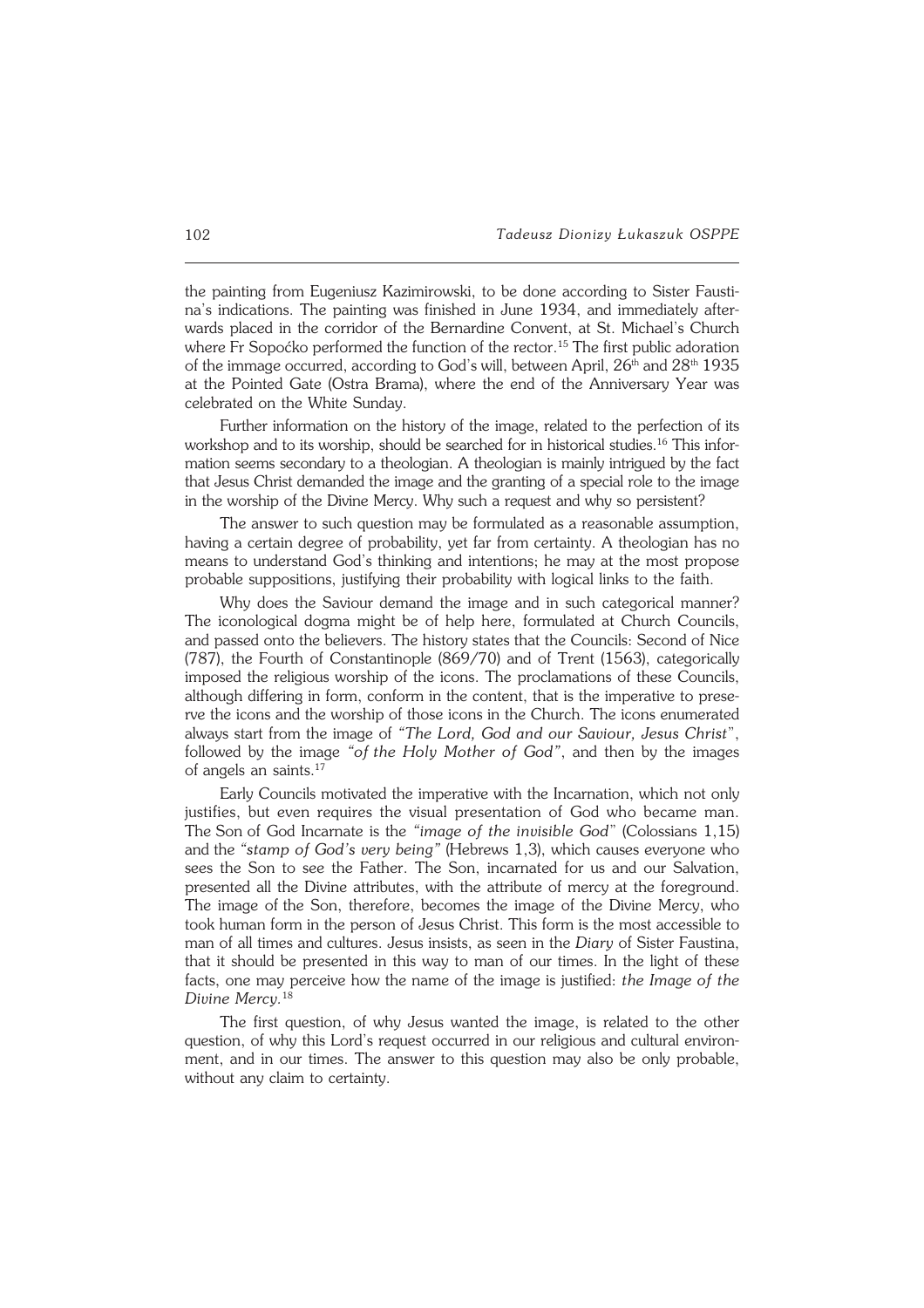the painting from Eugeniusz Kazimirowski, to be done according to Sister Faustina's indications. The painting was finished in June 1934, and immediately afterwards placed in the corridor of the Bernardine Convent, at St. Michael's Church where Fr Sopoćko performed the function of the rector.[15] The first public adoration of the immage occurred, according to God's will, between April, 26th and 28th 1935 at the Pointed Gate (Ostra Brama), where the end of the Anniversary Year was celebrated on the White Sunday.

Further information on the history of the image, related to the perfection of its workshop and to its worship, should be searched for in historical studies.[16] This information seems secondary to a theologian. A theologian is mainly intrigued by the fact that Jesus Christ demanded the image and the granting of a special role to the image in the worship of the Divine Mercy. Why such a request and why so persistent?

The answer to such question may be formulated as a reasonable assumption, having a certain degree of probability, yet far from certainty. A theologian has no means to understand God's thinking and intentions; he may at the most propose probable suppositions, justifying their probability with logical links to the faith.

Why does the Saviour demand the image and in such categorical manner? The iconological dogma might be of help here, formulated at Church Councils, and passed onto the believers. The history states that the Councils: Second of Nice (787), the Fourth of Constantinople (869/70) and of Trent (1563), categorically imposed the religious worship of the icons. The proclamations of these Councils, although differing in form, conform in the content, that is the imperative to preserve the icons and the worship of those icons in the Church. The icons enumerated always start from the image of *"The Lord, God and our Saviour, Jesus Christ"*, followed by the image *"of the Holy Mother of God"*, and then by the images of angels an saints.[17]

Early Councils motivated the imperative with the Incarnation, which not only justifies, but even requires the visual presentation of God who became man. The Son of God Incarnate is the *"image of the invisible God"* (Colossians 1,15) and the *"stamp of God's very being"* (Hebrews 1,3), which causes everyone who sees the Son to see the Father. The Son, incarnated for us and our Salvation, presented all the Divine attributes, with the attribute of mercy at the foreground. The image of the Son, therefore, becomes the image of the Divine Mercy, who took human form in the person of Jesus Christ. This form is the most accessible to man of all times and cultures. Jesus insists, as seen in the *Diary* of Sister Faustina, that it should be presented in this way to man of our times. In the light of these facts, one may perceive how the name of the image is justified: *the Image of the Divine Mercy.*[18]

The first question, of why Jesus wanted the image, is related to the other question, of why this Lord's request occurred in our religious and cultural environment, and in our times. The answer to this question may also be only probable, without any claim to certainty.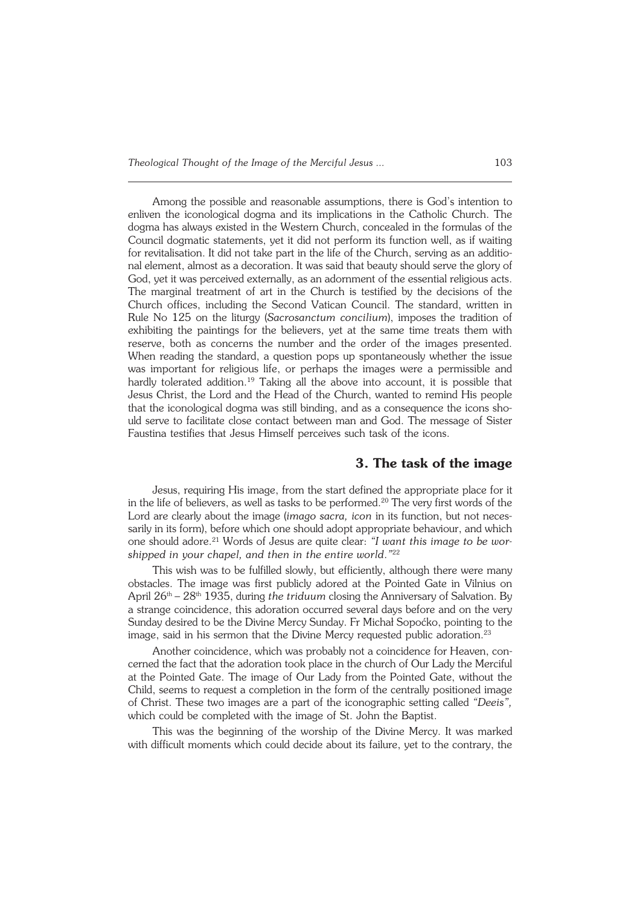Among the possible and reasonable assumptions, there is God's intention to enliven the iconological dogma and its implications in the Catholic Church. The dogma has always existed in the Western Church, concealed in the formulas of the Council dogmatic statements, yet it did not perform its function well, as if waiting for revitalisation. It did not take part in the life of the Church, serving as an additional element, almost as a decoration. It was said that beauty should serve the glory of God, yet it was perceived externally, as an adornment of the essential religious acts. The marginal treatment of art in the Church is testified by the decisions of the Church offices, including the Second Vatican Council. The standard, written in Rule No 125 on the liturgy (*Sacrosanctum concilium*), imposes the tradition of exhibiting the paintings for the believers, yet at the same time treats them with reserve, both as concerns the number and the order of the images presented. When reading the standard, a question pops up spontaneously whether the issue was important for religious life, or perhaps the images were a permissible and hardly tolerated addition.[19] Taking all the above into account, it is possible that Jesus Christ, the Lord and the Head of the Church, wanted to remind His people that the iconological dogma was still binding, and as a consequence the icons should serve to facilitate close contact between man and God. The message of Sister Faustina testifies that Jesus Himself perceives such task of the icons.

## 3. The task of the image

Jesus, requiring His image, from the start defined the appropriate place for it in the life of believers, as well as tasks to be performed.[20] The very first words of the Lord are clearly about the image (*imago sacra, icon* in its function, but not necessarily in its form), before which one should adopt appropriate behaviour, and which one should adore.[21] Words of Jesus are quite clear: *"I want this image to be worshipped in your chapel, and then in the entire world."*[22]

This wish was to be fulfilled slowly, but efficiently, although there were many obstacles. The image was first publicly adored at the Pointed Gate in Vilnius on April 26th – 28th 1935, during *the triduum* closing the Anniversary of Salvation. By a strange coincidence, this adoration occurred several days before and on the very Sunday desired to be the Divine Mercy Sunday. Fr Michał Sopoćko, pointing to the image, said in his sermon that the Divine Mercy requested public adoration.[23]

Another coincidence, which was probably not a coincidence for Heaven, concerned the fact that the adoration took place in the church of Our Lady the Merciful at the Pointed Gate. The image of Our Lady from the Pointed Gate, without the Child, seems to request a completion in the form of the centrally positioned image of Christ. These two images are a part of the iconographic setting called *"Deeis",* which could be completed with the image of St. John the Baptist.

This was the beginning of the worship of the Divine Mercy. It was marked with difficult moments which could decide about its failure, yet to the contrary, the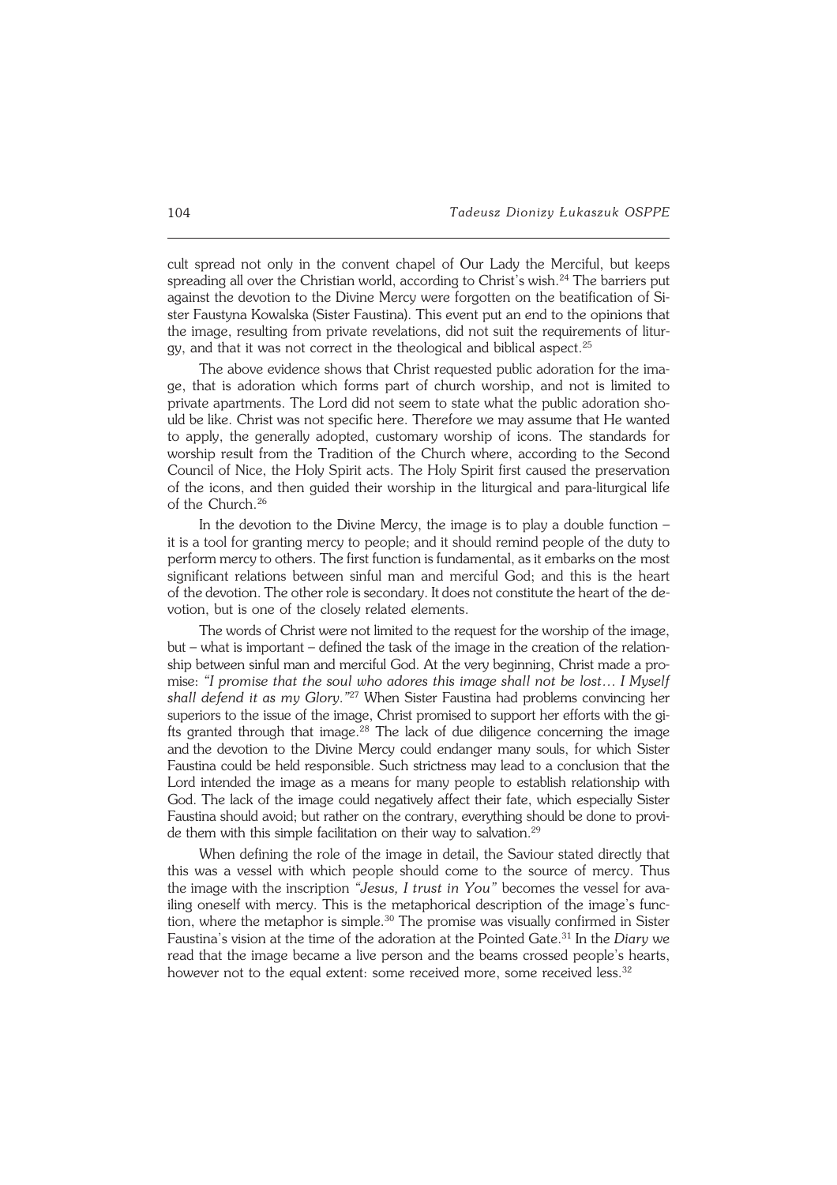cult spread not only in the convent chapel of Our Lady the Merciful, but keeps spreading all over the Christian world, according to Christ's wish.[24] The barriers put against the devotion to the Divine Mercy were forgotten on the beatification of Sister Faustyna Kowalska (Sister Faustina). This event put an end to the opinions that the image, resulting from private revelations, did not suit the requirements of liturgy, and that it was not correct in the theological and biblical aspect.[25]

The above evidence shows that Christ requested public adoration for the image, that is adoration which forms part of church worship, and not is limited to private apartments. The Lord did not seem to state what the public adoration should be like. Christ was not specific here. Therefore we may assume that He wanted to apply, the generally adopted, customary worship of icons. The standards for worship result from the Tradition of the Church where, according to the Second Council of Nice, the Holy Spirit acts. The Holy Spirit first caused the preservation of the icons, and then guided their worship in the liturgical and para-liturgical life of the Church.[26]

In the devotion to the Divine Mercy, the image is to play a double function – it is a tool for granting mercy to people; and it should remind people of the duty to perform mercy to others. The first function is fundamental, as it embarks on the most significant relations between sinful man and merciful God; and this is the heart of the devotion. The other role is secondary. It does not constitute the heart of the devotion, but is one of the closely related elements.

The words of Christ were not limited to the request for the worship of the image, but – what is important – defined the task of the image in the creation of the relationship between sinful man and merciful God. At the very beginning, Christ made a promise: *"I promise that the soul who adores this image shall not be lost… I Myself shall defend it as my Glory."*[27] When Sister Faustina had problems convincing her superiors to the issue of the image, Christ promised to support her efforts with the gifts granted through that image.[28] The lack of due diligence concerning the image and the devotion to the Divine Mercy could endanger many souls, for which Sister Faustina could be held responsible. Such strictness may lead to a conclusion that the Lord intended the image as a means for many people to establish relationship with God. The lack of the image could negatively affect their fate, which especially Sister Faustina should avoid; but rather on the contrary, everything should be done to provide them with this simple facilitation on their way to salvation.[29]

When defining the role of the image in detail, the Saviour stated directly that this was a vessel with which people should come to the source of mercy. Thus the image with the inscription *"Jesus, I trust in You"* becomes the vessel for availing oneself with mercy. This is the metaphorical description of the image's function, where the metaphor is simple.[30] The promise was visually confirmed in Sister Faustina's vision at the time of the adoration at the Pointed Gate.[31] In the *Diary* we read that the image became a live person and the beams crossed people's hearts, however not to the equal extent: some received more, some received less.[32]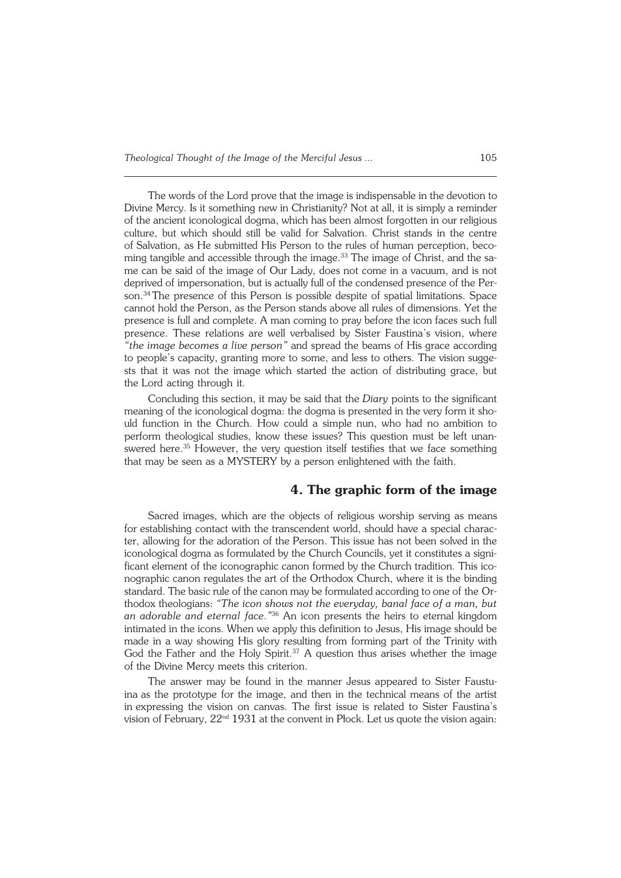The words of the Lord prove that the image is indispensable in the devotion to Divine Mercy. Is it something new in Christianity? Not at all, it is simply a reminder of the ancient iconological dogma, which has been almost forgotten in our religious culture, but which should still be valid for Salvation. Christ stands in the centre of Salvation, as He submitted His Person to the rules of human perception, becoming tangible and accessible through the image.[33] The image of Christ, and the same can be said of the image of Our Lady, does not come in a vacuum, and is not deprived of impersonation, but is actually full of the condensed presence of the Person.[34] The presence of this Person is possible despite of spatial limitations. Space cannot hold the Person, as the Person stands above all rules of dimensions. Yet the presence is full and complete. A man coming to pray before the icon faces such full presence. These relations are well verbalised by Sister Faustina's vision, where *"the image becomes a live person"* and spread the beams of His grace according to people's capacity, granting more to some, and less to others. The vision suggests that it was not the image which started the action of distributing grace, but the Lord acting through it.

Concluding this section, it may be said that the *Diary* points to the significant meaning of the iconological dogma: the dogma is presented in the very form it should function in the Church. How could a simple nun, who had no ambition to perform theological studies, know these issues? This question must be left unanswered here.[35] However, the very question itself testifies that we face something that may be seen as a MYSTERY by a person enlightened with the faith.

## 4. The graphic form of the image

Sacred images, which are the objects of religious worship serving as means for establishing contact with the transcendent world, should have a special character, allowing for the adoration of the Person. This issue has not been solved in the iconological dogma as formulated by the Church Councils, yet it constitutes a significant element of the iconographic canon formed by the Church tradition. This iconographic canon regulates the art of the Orthodox Church, where it is the binding standard. The basic rule of the canon may be formulated according to one of the Orthodox theologians: *"The icon shows not the everyday, banal face of a man, but an adorable and eternal face."*[36] An icon presents the heirs to eternal kingdom intimated in the icons. When we apply this definition to Jesus, His image should be made in a way showing His glory resulting from forming part of the Trinity with God the Father and the Holy Spirit.[37] A question thus arises whether the image of the Divine Mercy meets this criterion.

The answer may be found in the manner Jesus appeared to Sister Faustuina as the prototype for the image, and then in the technical means of the artist in expressing the vision on canvas. The first issue is related to Sister Faustina's vision of February, 22nd 1931 at the convent in Płock. Let us quote the vision again: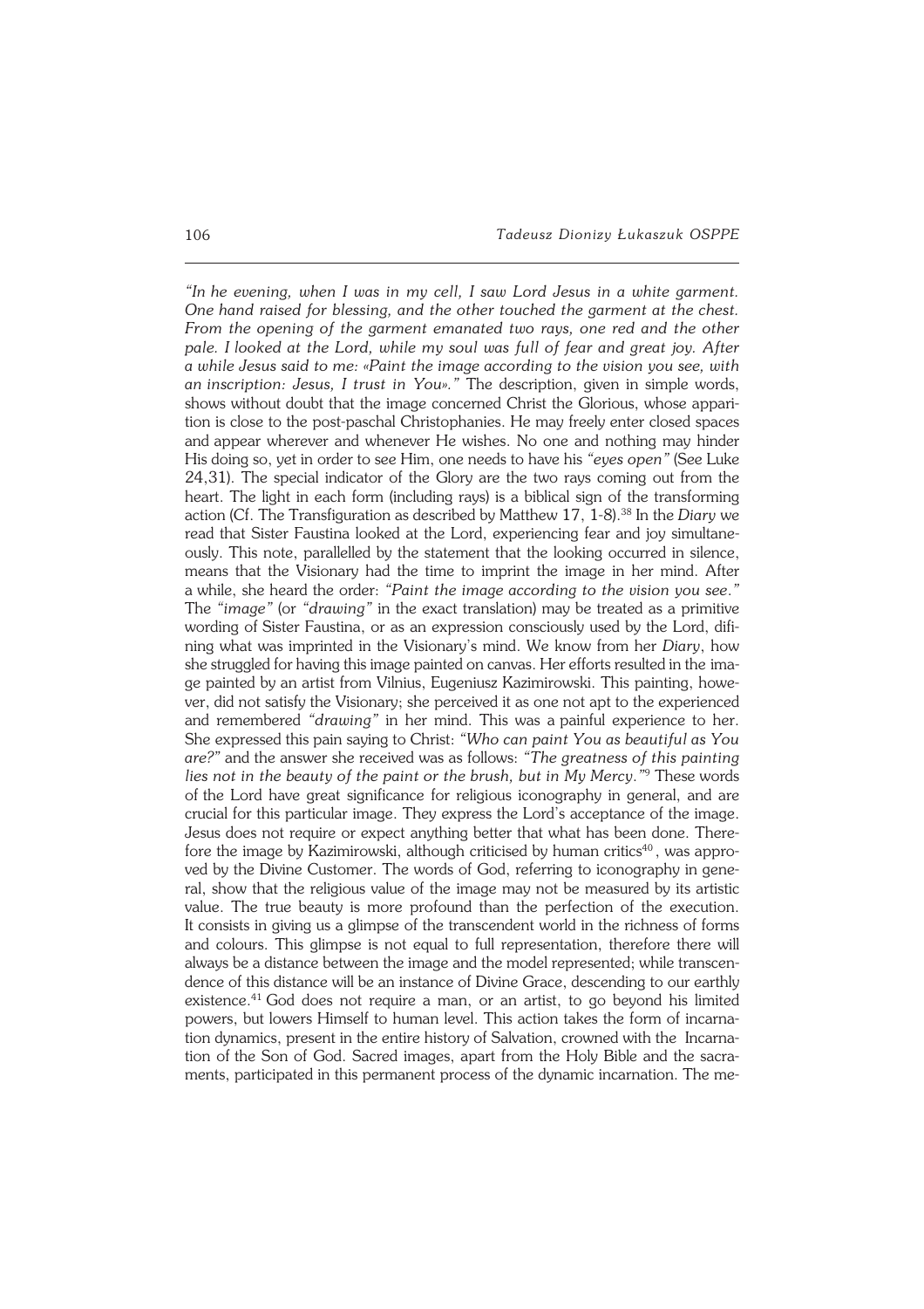*"In he evening, when I was in my cell, I saw Lord Jesus in a white garment. One hand raised for blessing, and the other touched the garment at the chest. From the opening of the garment emanated two rays, one red and the other pale. I looked at the Lord, while my soul was full of fear and great joy. After a while Jesus said to me: «Paint the image according to the vision you see, with an inscription: Jesus, I trust in You»."* The description, given in simple words, shows without doubt that the image concerned Christ the Glorious, whose apparition is close to the post-paschal Christophanies. He may freely enter closed spaces and appear wherever and whenever He wishes. No one and nothing may hinder His doing so, yet in order to see Him, one needs to have his *"eyes open"* (See Luke 24,31). The special indicator of the Glory are the two rays coming out from the heart. The light in each form (including rays) is a biblical sign of the transforming action (Cf. The Transfiguration as described by Matthew 17, 1-8).[38] In the *Diary* we read that Sister Faustina looked at the Lord, experiencing fear and joy simultaneously. This note, parallelled by the statement that the looking occurred in silence, means that the Visionary had the time to imprint the image in her mind. After a while, she heard the order: *"Paint the image according to the vision you see."* The *"image"* (or *"drawing"* in the exact translation) may be treated as a primitive wording of Sister Faustina, or as an expression consciously used by the Lord, difining what was imprinted in the Visionary's mind. We know from her *Diary*, how she struggled for having this image painted on canvas. Her efforts resulted in the image painted by an artist from Vilnius, Eugeniusz Kazimirowski. This painting, however, did not satisfy the Visionary; she perceived it as one not apt to the experienced and remembered *"drawing"* in her mind. This was a painful experience to her. She expressed this pain saying to Christ: *"Who can paint You as beautiful as You are?"* and the answer she received was as follows: *"The greatness of this painting lies not in the beauty of the paint or the brush, but in My Mercy."*[9] These words of the Lord have great significance for religious iconography in general, and are crucial for this particular image. They express the Lord's acceptance of the image. Jesus does not require or expect anything better that what has been done. Therefore the image by Kazimirowski, although criticised by human critics[40], was approved by the Divine Customer. The words of God, referring to iconography in general, show that the religious value of the image may not be measured by its artistic value. The true beauty is more profound than the perfection of the execution. It consists in giving us a glimpse of the transcendent world in the richness of forms and colours. This glimpse is not equal to full representation, therefore there will always be a distance between the image and the model represented; while transcendence of this distance will be an instance of Divine Grace, descending to our earthly existence.[41] God does not require a man, or an artist, to go beyond his limited powers, but lowers Himself to human level. This action takes the form of incarnation dynamics, present in the entire history of Salvation, crowned with the Incarnation of the Son of God. Sacred images, apart from the Holy Bible and the sacraments, participated in this permanent process of the dynamic incarnation. The me-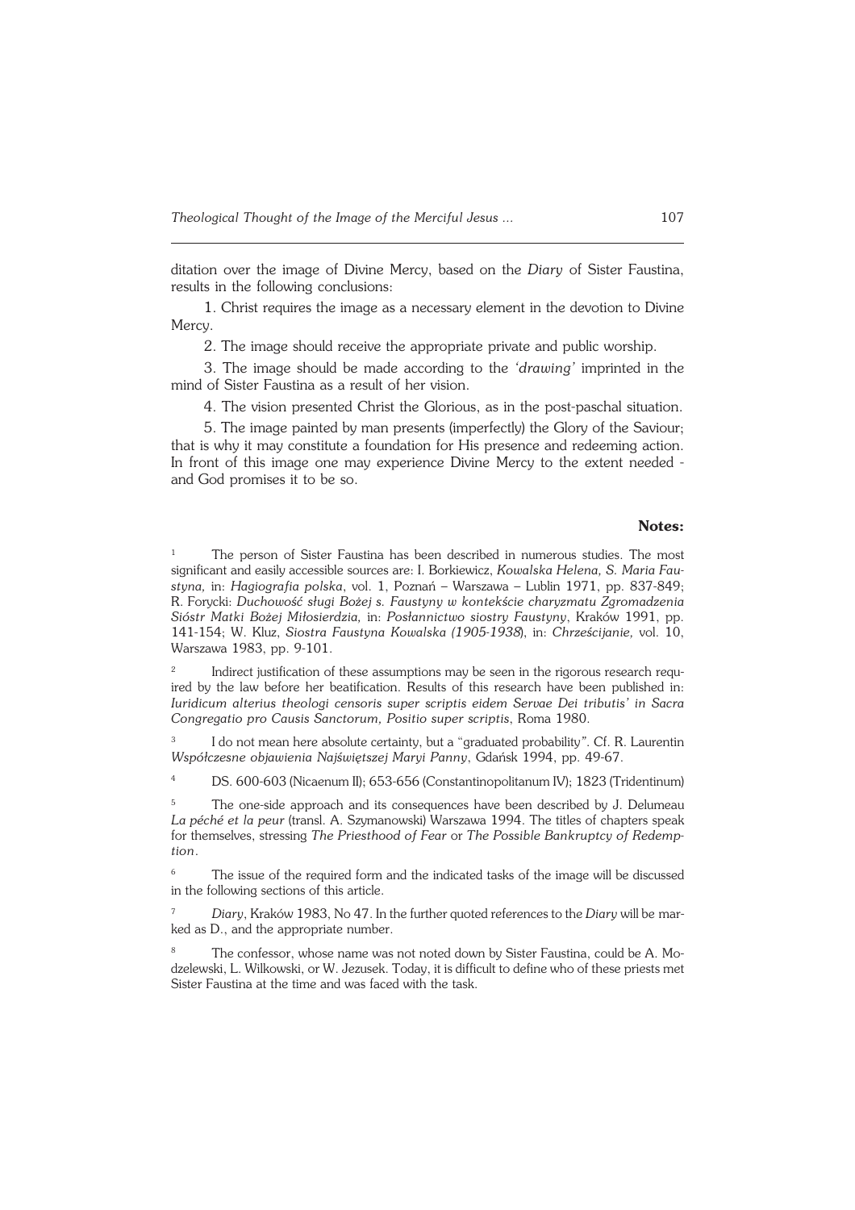ditation over the image of Divine Mercy, based on the *Diary* of Sister Faustina, results in the following conclusions:

1. Christ requires the image as a necessary element in the devotion to Divine Mercy.

2. The image should receive the appropriate private and public worship.

3. The image should be made according to the *'drawing'* imprinted in the mind of Sister Faustina as a result of her vision.

4. The vision presented Christ the Glorious, as in the post-paschal situation.

5. The image painted by man presents (imperfectly) the Glory of the Saviour; that is why it may constitute a foundation for His presence and redeeming action. In front of this image one may experience Divine Mercy to the extent needed - and God promises it to be so.

**Notes:**

[1] The person of Sister Faustina has been described in numerous studies. The most significant and easily accessible sources are: I. Borkiewicz, *Kowalska Helena, S. Maria Faustyna,* in: *Hagiografia polska*, vol. 1, Poznań – Warszawa – Lublin 1971, pp. 837-849; R. Forycki: *Duchowość sługi Bożej s. Faustyny w kontekście charyzmatu Zgromadzenia Sióstr Matki Bożej Miłosierdzia,* in: *Posłannictwo siostry Faustyny*, Kraków 1991, pp. 141-154; W. Kluz, *Siostra Faustyna Kowalska (1905-1938*), in: *Chrześcijanie,* vol. 10, Warszawa 1983, pp. 9-101.

[2] Indirect justification of these assumptions may be seen in the rigorous research required by the law before her beatification. Results of this research have been published in: *Iuridicum alterius theologi censoris super scriptis eidem Servae Dei tributis' in Sacra Congregatio pro Causis Sanctorum, Positio super scriptis*, Roma 1980.

[3] I do not mean here absolute certainty, but a "graduated probability". Cf. R. Laurentin *Współczesne objawienia Najświętszej Maryi Panny*, Gdańsk 1994, pp. 49-67.

[4] DS. 600-603 (Nicaenum II); 653-656 (Constantinopolitanum IV); 1823 (Tridentinum)

[5] The one-side approach and its consequences have been described by J. Delumeau *La péché et la peur* (transl. A. Szymanowski) Warszawa 1994. The titles of chapters speak for themselves, stressing *The Priesthood of Fear* or *The Possible Bankruptcy of Redemption*.

[6] The issue of the required form and the indicated tasks of the image will be discussed in the following sections of this article.

[7] *Diary*, Kraków 1983, No 47. In the further quoted references to the *Diary* will be marked as D., and the appropriate number.

[8] The confessor, whose name was not noted down by Sister Faustina, could be A. Modzelewski, L. Wilkowski, or W. Jezusek. Today, it is difficult to define who of these priests met Sister Faustina at the time and was faced with the task.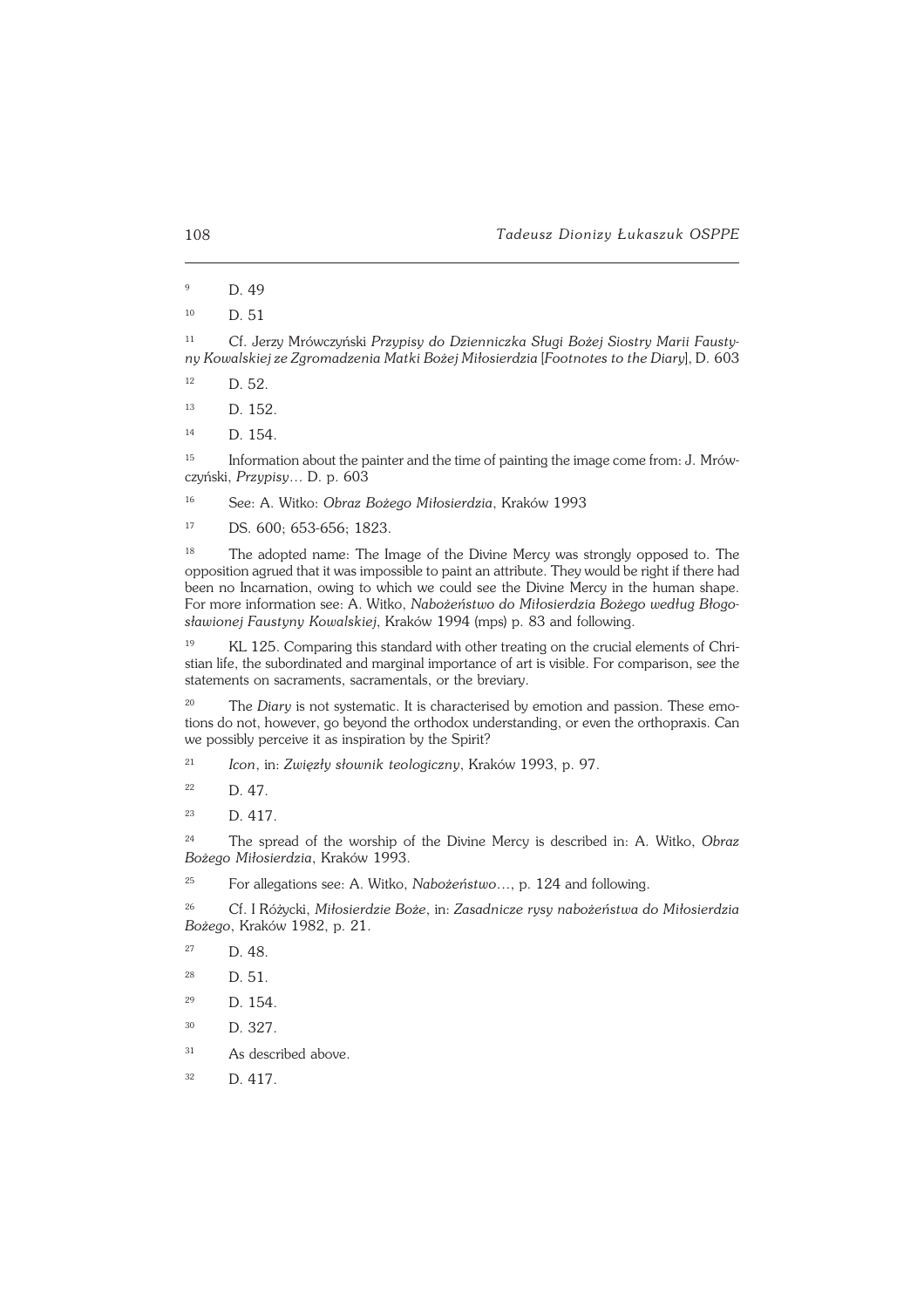[9] D. 49

[10] D. 51

[11] Cf. Jerzy Mrówczyński *Przypisy do Dzienniczka Sługi Bożej Siostry Marii Faustyny Kowalskiej ze Zgromadzenia Matki Bożej Miłosierdzia* [*Footnotes to the Diary*], D. 603

[12] D. 52.

[13] D. 152.

[14] D. 154.

[15] Information about the painter and the time of painting the image come from: J. Mrówczyński, *Przypisy*… D. p. 603

[16] See: A. Witko: *Obraz Bożego Miłosierdzia*, Kraków 1993

[17] DS. 600; 653-656; 1823.

[18] The adopted name: The Image of the Divine Mercy was strongly opposed to. The opposition agrued that it was impossible to paint an attribute. They would be right if there had been no Incarnation, owing to which we could see the Divine Mercy in the human shape. For more information see: A. Witko, *Nabożeństwo do Miłosierdzia Bożego według Błogosławionej Faustyny Kowalskiej*, Kraków 1994 (mps) p. 83 and following.

[19] KL 125. Comparing this standard with other treating on the crucial elements of Christian life, the subordinated and marginal importance of art is visible. For comparison, see the statements on sacraments, sacramentals, or the breviary.

[20] The *Diary* is not systematic. It is characterised by emotion and passion. These emotions do not, however, go beyond the orthodox understanding, or even the orthopraxis. Can we possibly perceive it as inspiration by the Spirit?

[21] *Icon*, in: *Zwięzły słownik teologiczny*, Kraków 1993, p. 97.

[22] D. 47.

[23] D. 417.

[24] The spread of the worship of the Divine Mercy is described in: A. Witko, *Obraz Bożego Miłosierdzia*, Kraków 1993.

[25] For allegations see: A. Witko, *Nabożeństwo*…, p. 124 and following.

[26] Cf. I Różycki, *Miłosierdzie Boże*, in: *Zasadnicze rysy nabożeństwa do Miłosierdzia Bożego*, Kraków 1982, p. 21.

[27] D. 48.

[28] D. 51.

[29] D. 154.

[30] D. 327.

[31] As described above.

[32] D. 417.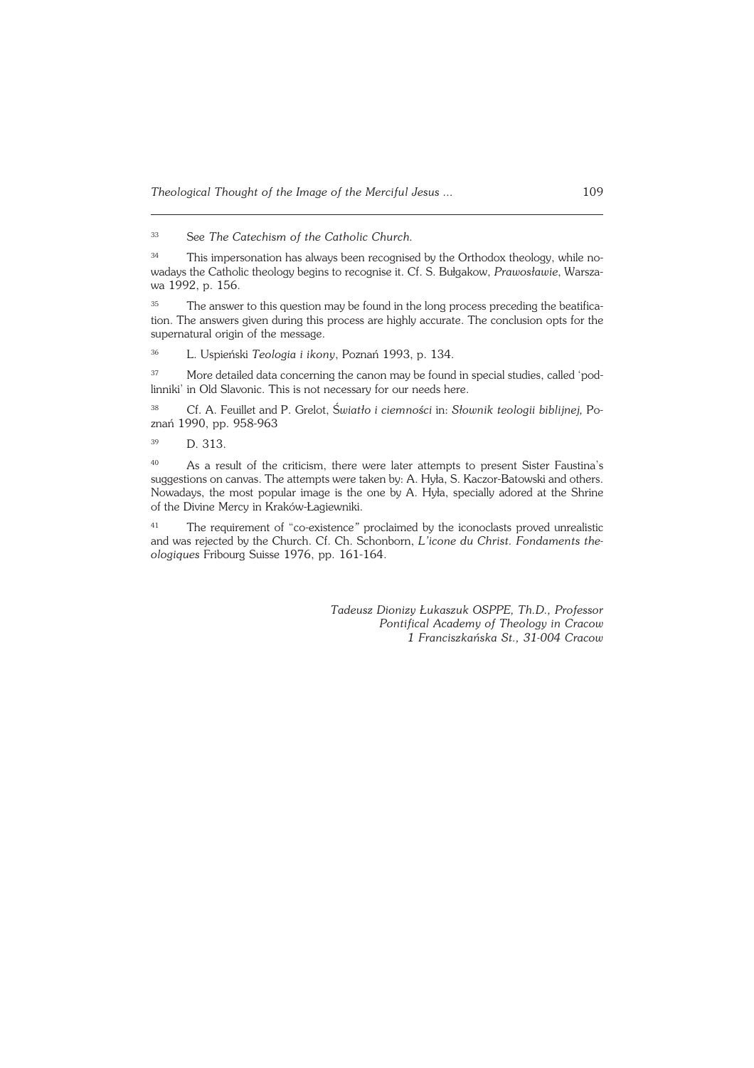[33] See *The Catechism of the Catholic Church.*

[34] This impersonation has always been recognised by the Orthodox theology, while nowadays the Catholic theology begins to recognise it. Cf. S. Bułgakow, *Prawosławie*, Warszawa 1992, p. 156.

[35] The answer to this question may be found in the long process preceding the beatification. The answers given during this process are highly accurate. The conclusion opts for the supernatural origin of the message.

[36] L. Uspieński *Teologia i ikony*, Poznań 1993, p. 134.

[37] More detailed data concerning the canon may be found in special studies, called 'podlinniki' in Old Slavonic. This is not necessary for our needs here.

[38] Cf. A. Feuillet and P. Grelot, *Światło i ciemności* in: *Słownik teologii biblijnej,* Poznań 1990, pp. 958-963

[39] D. 313.

[40] As a result of the criticism, there were later attempts to present Sister Faustina's suggestions on canvas. The attempts were taken by: A. Hyła, S. Kaczor-Batowski and others. Nowadays, the most popular image is the one by A. Hyła, specially adored at the Shrine of the Divine Mercy in Kraków-Łagiewniki.

[41] The requirement of "co-existence" proclaimed by the iconoclasts proved unrealistic and was rejected by the Church. Cf. Ch. Schonborn, *L'icone du Christ. Fondaments theologiques* Fribourg Suisse 1976, pp. 161-164.

*Tadeusz Dionizy Łukaszuk OSPPE, Th.D., Professor*
*Pontifical Academy of Theology in Cracow*
*1 Franciszkańska St., 31-004 Cracow*